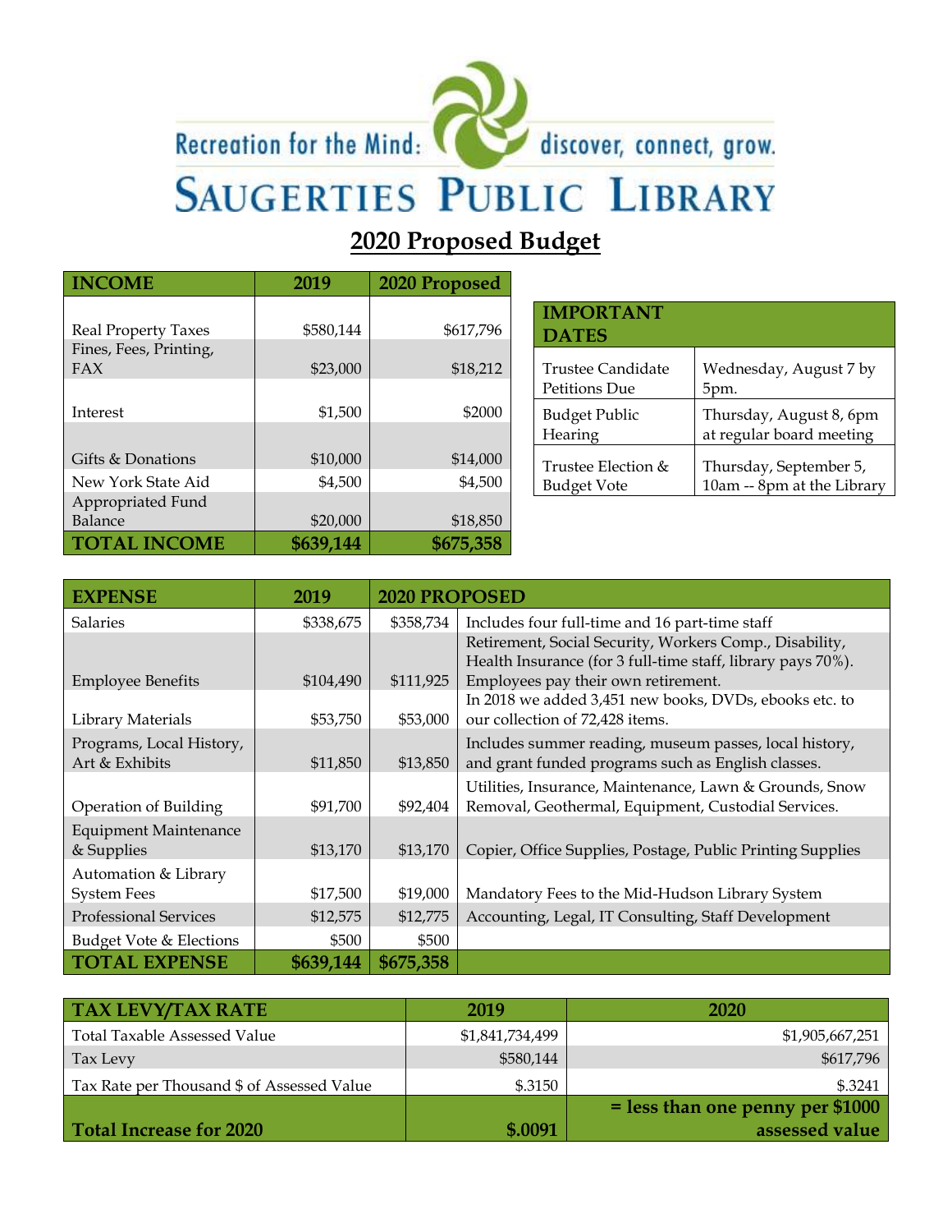Recreation for the Mind: discover, connect, grow.

# SAUGERTIES PUBLIC LIBRARY

## 2020 Proposed Budget

| INCOME | 2019 | 2020 Proposed |
|---|---|---|
| Real Property Taxes | $580,144 | $617,796 |
| Fines, Fees, Printing, FAX | $23,000 | $18,212 |
| Interest | $1,500 | $2000 |
| Gifts & Donations | $10,000 | $14,000 |
| New York State Aid | $4,500 | $4,500 |
| Appropriated Fund Balance | $20,000 | $18,850 |
| **TOTAL INCOME** | **$639,144** | **$675,358** |

| IMPORTANT DATES | |
|---|---|
| Trustee Candidate Petitions Due | Wednesday, August 7 by 5pm. |
| Budget Public Hearing | Thursday, August 8, 6pm at regular board meeting |
| Trustee Election & Budget Vote | Thursday, September 5, 10am -- 8pm at the Library |

| EXPENSE | 2019 | 2020 PROPOSED | |
|---|---|---|---|
| Salaries | $338,675 | $358,734 | Includes four full-time and 16 part-time staff |
| Employee Benefits | $104,490 | $111,925 | Retirement, Social Security, Workers Comp., Disability, Health Insurance (for 3 full-time staff, library pays 70%). Employees pay their own retirement. |
| Library Materials | $53,750 | $53,000 | In 2018 we added 3,451 new books, DVDs, ebooks etc. to our collection of 72,428 items. |
| Programs, Local History, Art & Exhibits | $11,850 | $13,850 | Includes summer reading, museum passes, local history, and grant funded programs such as English classes. |
| Operation of Building | $91,700 | $92,404 | Utilities, Insurance, Maintenance, Lawn & Grounds, Snow Removal, Geothermal, Equipment, Custodial Services. |
| Equipment Maintenance & Supplies | $13,170 | $13,170 | Copier, Office Supplies, Postage, Public Printing Supplies |
| Automation & Library System Fees | $17,500 | $19,000 | Mandatory Fees to the Mid-Hudson Library System |
| Professional Services | $12,575 | $12,775 | Accounting, Legal, IT Consulting, Staff Development |
| Budget Vote & Elections | $500 | $500 | |
| **TOTAL EXPENSE** | **$639,144** | **$675,358** | |

| TAX LEVY/TAX RATE | 2019 | 2020 |
|---|---|---|
| Total Taxable Assessed Value | $1,841,734,499 | $1,905,667,251 |
| Tax Levy | $580,144 | $617,796 |
| Tax Rate per Thousand $ of Assessed Value | $.3150 | $.3241 |
| **Total Increase for 2020** | **$.0091** | **= less than one penny per $1000 assessed value** |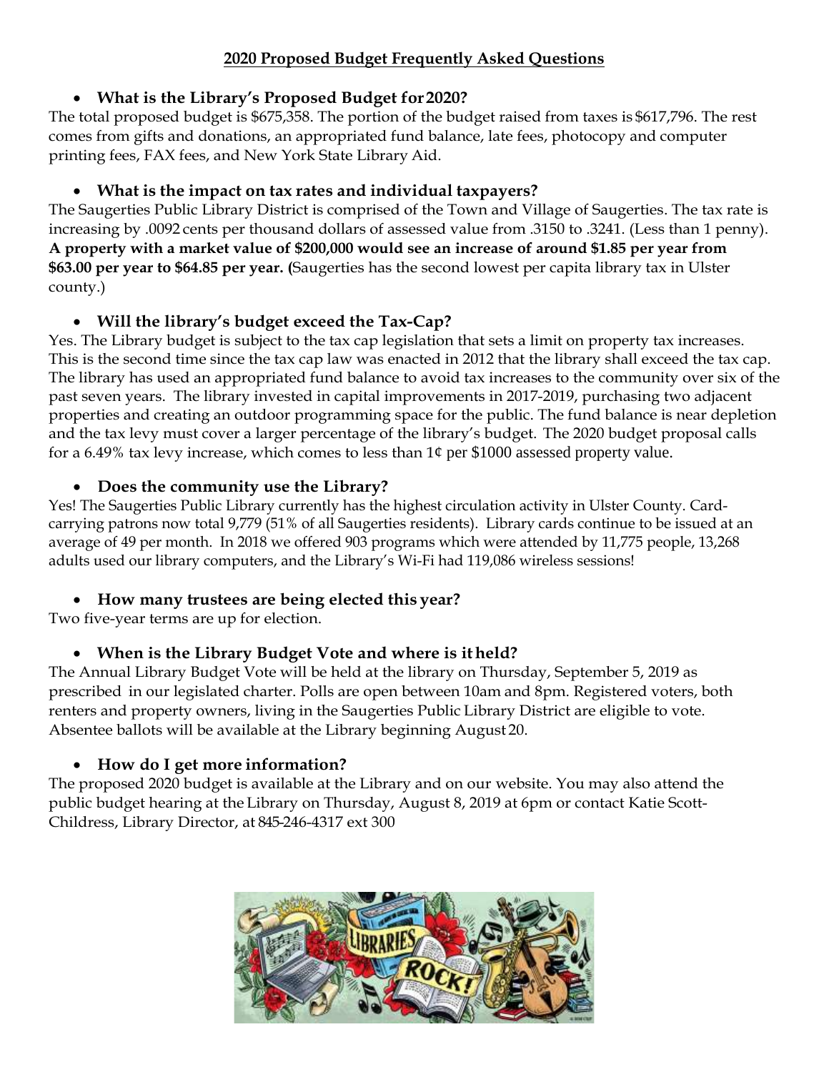## 2020 Proposed Budget Frequently Asked Questions

- **What is the Library's Proposed Budget for 2020?**

The total proposed budget is $675,358. The portion of the budget raised from taxes is $617,796. The rest comes from gifts and donations, an appropriated fund balance, late fees, photocopy and computer printing fees, FAX fees, and New York State Library Aid.

- **What is the impact on tax rates and individual taxpayers?**

The Saugerties Public Library District is comprised of the Town and Village of Saugerties. The tax rate is increasing by .0092 cents per thousand dollars of assessed value from .3150 to .3241. (Less than 1 penny). **A property with a market value of $200,000 would see an increase of around $1.85 per year from $63.00 per year to $64.85 per year. (**Saugerties has the second lowest per capita library tax in Ulster county.)

- **Will the library's budget exceed the Tax-Cap?**

Yes. The Library budget is subject to the tax cap legislation that sets a limit on property tax increases. This is the second time since the tax cap law was enacted in 2012 that the library shall exceed the tax cap. The library has used an appropriated fund balance to avoid tax increases to the community over six of the past seven years. The library invested in capital improvements in 2017-2019, purchasing two adjacent properties and creating an outdoor programming space for the public. The fund balance is near depletion and the tax levy must cover a larger percentage of the library's budget. The 2020 budget proposal calls for a 6.49% tax levy increase, which comes to less than 1¢ per $1000 assessed property value.

- **Does the community use the Library?**

Yes! The Saugerties Public Library currently has the highest circulation activity in Ulster County. Card-carrying patrons now total 9,779 (51% of all Saugerties residents). Library cards continue to be issued at an average of 49 per month. In 2018 we offered 903 programs which were attended by 11,775 people, 13,268 adults used our library computers, and the Library's Wi-Fi had 119,086 wireless sessions!

- **How many trustees are being elected this year?**

Two five-year terms are up for election.

- **When is the Library Budget Vote and where is it held?**

The Annual Library Budget Vote will be held at the library on Thursday, September 5, 2019 as prescribed in our legislated charter. Polls are open between 10am and 8pm. Registered voters, both renters and property owners, living in the Saugerties Public Library District are eligible to vote. Absentee ballots will be available at the Library beginning August 20.

- **How do I get more information?**

The proposed 2020 budget is available at the Library and on our website. You may also attend the public budget hearing at the Library on Thursday, August 8, 2019 at 6pm or contact Katie Scott-Childress, Library Director, at 845-246-4317 ext 300